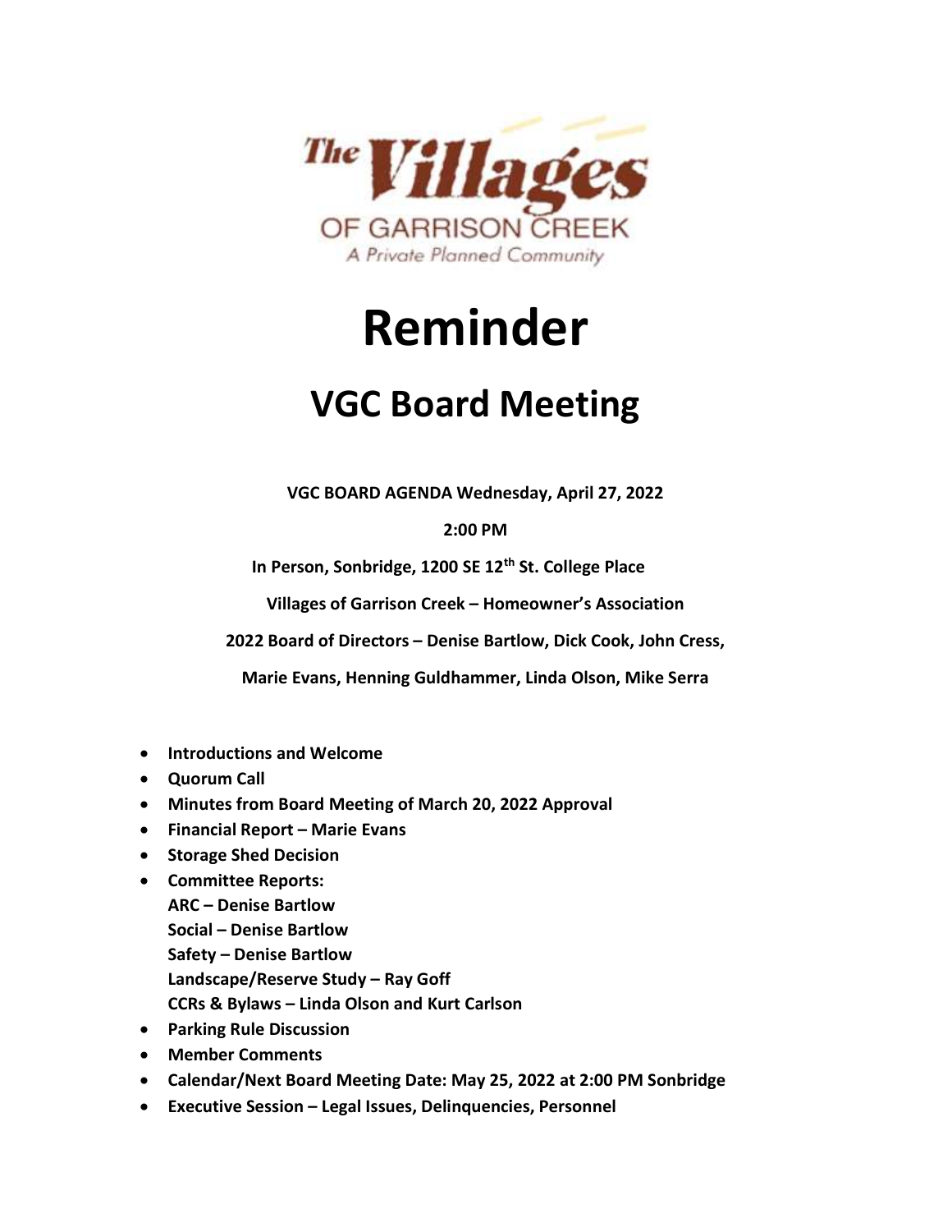The Villages OF GARRISON CREEK
*A Private Planned Community*

# Reminder

## VGC Board Meeting

**VGC BOARD AGENDA Wednesday, April 27, 2022**

**2:00 PM**

**In Person, Sonbridge, 1200 SE 12th St. College Place**

**Villages of Garrison Creek – Homeowner's Association**

**2022 Board of Directors – Denise Bartlow, Dick Cook, John Cress, Marie Evans, Henning Guldhammer, Linda Olson, Mike Serra**

- **Introductions and Welcome**
- **Quorum Call**
- **Minutes from Board Meeting of March 20, 2022 Approval**
- **Financial Report – Marie Evans**
- **Storage Shed Decision**
- **Committee Reports:**
  **ARC – Denise Bartlow**
  **Social – Denise Bartlow**
  **Safety – Denise Bartlow**
  **Landscape/Reserve Study – Ray Goff**
  **CCRs & Bylaws – Linda Olson and Kurt Carlson**
- **Parking Rule Discussion**
- **Member Comments**
- **Calendar/Next Board Meeting Date: May 25, 2022 at 2:00 PM Sonbridge**
- **Executive Session – Legal Issues, Delinquencies, Personnel**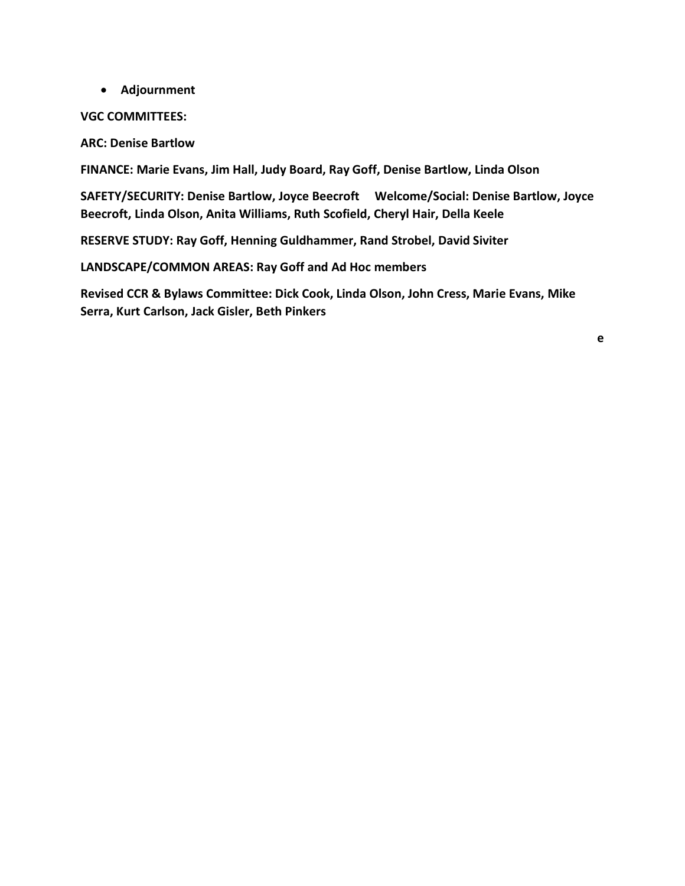- **Adjournment**

**VGC COMMITTEES:**

**ARC: Denise Bartlow**

**FINANCE: Marie Evans, Jim Hall, Judy Board, Ray Goff, Denise Bartlow, Linda Olson**

**SAFETY/SECURITY: Denise Bartlow, Joyce Beecroft Welcome/Social: Denise Bartlow, Joyce Beecroft, Linda Olson, Anita Williams, Ruth Scofield, Cheryl Hair, Della Keele**

**RESERVE STUDY: Ray Goff, Henning Guldhammer, Rand Strobel, David Siviter**

**LANDSCAPE/COMMON AREAS: Ray Goff and Ad Hoc members**

**Revised CCR & Bylaws Committee: Dick Cook, Linda Olson, John Cress, Marie Evans, Mike Serra, Kurt Carlson, Jack Gisler, Beth Pinkers**

**e**